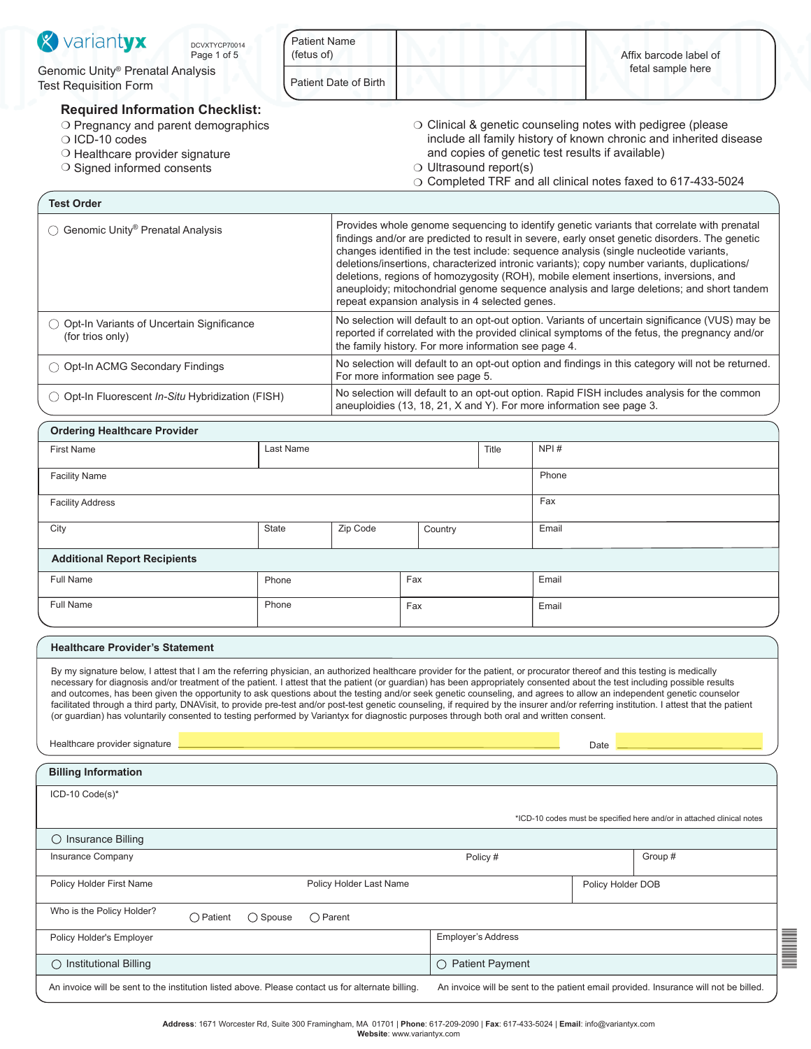variantyx

Genomic Unity® Prenatal Analysis
Test Requisition Form

DCVXTYCP70014

| Patient Name (fetus of) | | Affix barcode label of fetal sample here |
|---|---|---|
| Patient Date of Birth | | |

## Required Information Checklist:

- ❍ Pregnancy and parent demographics
- ❍ ICD-10 codes
- ❍ Healthcare provider signature
- ❍ Signed informed consents
- ❍ Clinical & genetic counseling notes with pedigree (please include all family history of known chronic and inherited disease and copies of genetic test results if available)
- ❍ Ultrasound report(s)
- ❍ Completed TRF and all clinical notes faxed to 617-433-5024

## Test Order

| | |
|---|---|
| ◯ Genomic Unity® Prenatal Analysis | Provides whole genome sequencing to identify genetic variants that correlate with prenatal findings and/or are predicted to result in severe, early onset genetic disorders. The genetic changes identified in the test include: sequence analysis (single nucleotide variants, deletions/insertions, characterized intronic variants); copy number variants, duplications/deletions, deletions, regions of homozygosity (ROH), mobile element insertions, inversions, and aneuploidy; mitochondrial genome sequence analysis and large deletions; and short tandem repeat expansion analysis in 4 selected genes. |
| ◯ Opt-In Variants of Uncertain Significance (for trios only) | No selection will default to an opt-out option. Variants of uncertain significance (VUS) may be reported if correlated with the provided clinical symptoms of the fetus, the pregnancy and/or the family history. For more information see page 4. |
| ◯ Opt-In ACMG Secondary Findings | No selection will default to an opt-out option and findings in this category will not be returned. For more information see page 5. |
| ◯ Opt-In Fluorescent *In-Situ* Hybridization (FISH) | No selection will default to an opt-out option. Rapid FISH includes analysis for the common aneuploidies (13, 18, 21, X and Y). For more information see page 3. |

## Ordering Healthcare Provider

| First Name | Last Name | Title | NPI # |
|---|---|---|---|
| Facility Name | | | Phone |
| Facility Address | | | Fax |
| City | State | Zip Code | Country | Email |

### Additional Report Recipients

| Full Name | Phone | Fax | Email |
|---|---|---|---|
| Full Name | Phone | Fax | Email |

## Healthcare Provider's Statement

By my signature below, I attest that I am the referring physician, an authorized healthcare provider for the patient, or procurator thereof and this testing is medically necessary for diagnosis and/or treatment of the patient. I attest that the patient (or guardian) has been appropriately consented about the test including possible results and outcomes, has been given the opportunity to ask questions about the testing and/or seek genetic counseling, and agrees to allow an independent genetic counselor facilitated through a third party, DNAVisit, to provide pre-test and/or post-test genetic counseling, if required by the insurer and/or referring institution. I attest that the patient (or guardian) has voluntarily consented to testing performed by Variantyx for diagnostic purposes through both oral and written consent.

Healthcare provider signature ______________________ Date __________

## Billing Information

ICD-10 Code(s)*

*ICD-10 codes must be specified here and/or in attached clinical notes

◯ Insurance Billing

| Insurance Company | Policy # | Group # |
|---|---|---|
| Policy Holder First Name | Policy Holder Last Name | Policy Holder DOB |

Who is the Policy Holder? ◯ Patient ◯ Spouse ◯ Parent

| Policy Holder's Employer | Employer's Address |
|---|---|

| ◯ Institutional Billing | ◯ Patient Payment |
|---|---|
| An invoice will be sent to the institution listed above. Please contact us for alternate billing. | An invoice will be sent to the patient email provided. Insurance will not be billed. |

**Address**: 1671 Worcester Rd, Suite 300 Framingham, MA 01701 | **Phone**: 617-209-2090 | **Fax**: 617-433-5024 | **Email**: info@variantyx.com
**Website**: www.variantyx.com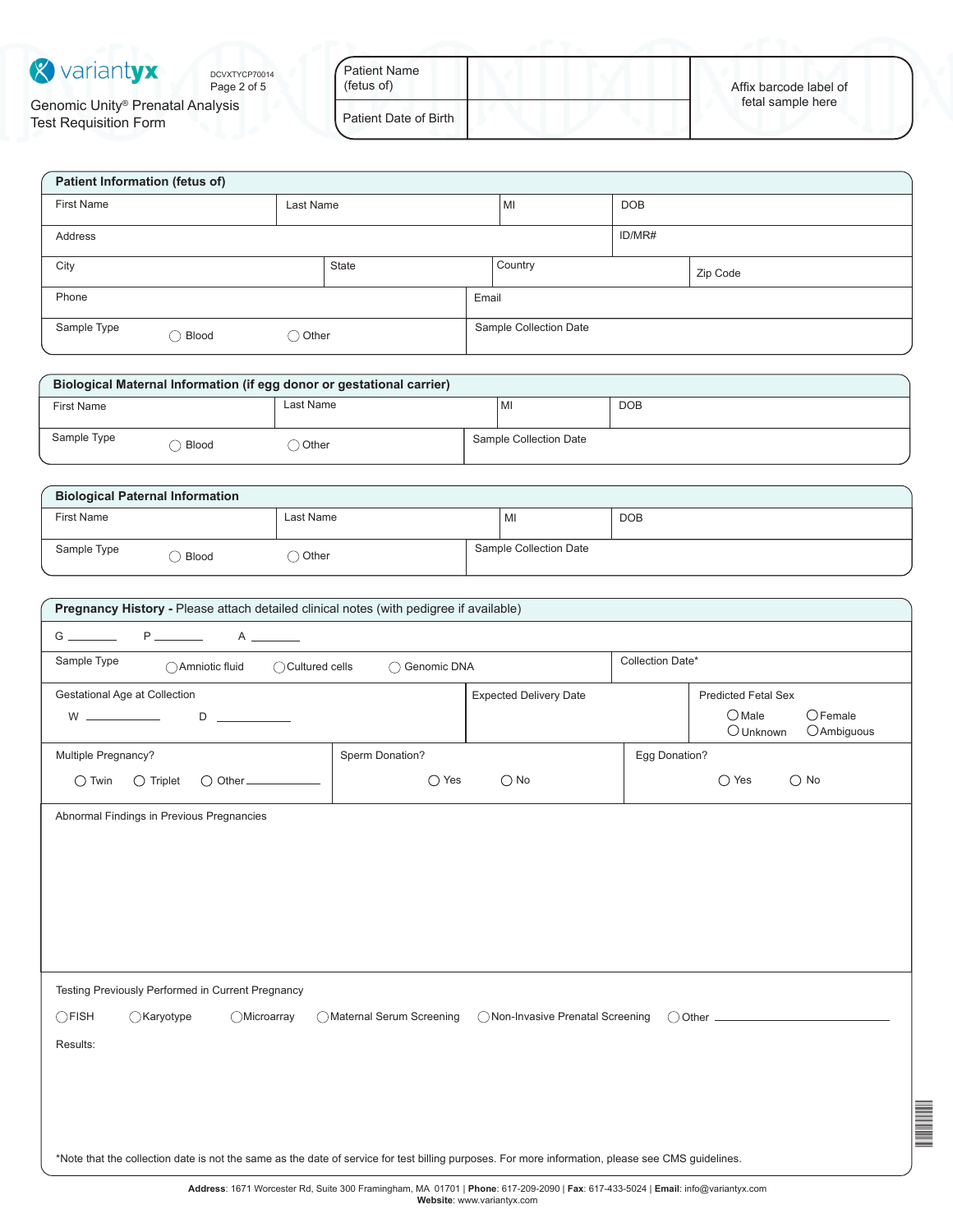# Genomic Unity® Prenatal Analysis Test Requisition Form

DCVXTYCP70014

| Patient Name (fetus of) | | Affix barcode label of fetal sample here |
|---|---|---|
| Patient Date of Birth | | |

## Patient Information (fetus of)

| First Name | Last Name | MI | DOB |
|---|---|---|---|
| Address | | | ID/MR# |
| City | State | Country | Zip Code |
| Phone | | Email | |
| Sample Type ◯ Blood ◯ Other | | Sample Collection Date | |

## Biological Maternal Information (if egg donor or gestational carrier)

| First Name | Last Name | MI | DOB |
|---|---|---|---|
| Sample Type ◯ Blood ◯ Other | | Sample Collection Date | |

## Biological Paternal Information

| First Name | Last Name | MI | DOB |
|---|---|---|---|
| Sample Type ◯ Blood ◯ Other | | Sample Collection Date | |

## Pregnancy History - Please attach detailed clinical notes (with pedigree if available)

G ________ P ________ A ________

| Sample Type ◯ Amniotic fluid ◯ Cultured cells ◯ Genomic DNA | | Collection Date* |
|---|---|---|
| Gestational Age at Collection W ____________ D ____________ | Expected Delivery Date | Predicted Fetal Sex ◯ Male ◯ Female ◯ Unknown ◯ Ambiguous |
| Multiple Pregnancy? ◯ Twin ◯ Triplet ◯ Other ____________ | Sperm Donation? ◯ Yes ◯ No | Egg Donation? ◯ Yes ◯ No |

Abnormal Findings in Previous Pregnancies

Testing Previously Performed in Current Pregnancy

◯ FISH ◯ Karyotype ◯ Microarray ◯ Maternal Serum Screening ◯ Non-Invasive Prenatal Screening ◯ Other ____________

Results:

*Note that the collection date is not the same as the date of service for test billing purposes. For more information, please see CMS guidelines.

**Address**: 1671 Worcester Rd, Suite 300 Framingham, MA 01701 | **Phone**: 617-209-2090 | **Fax**: 617-433-5024 | **Email**: info@variantyx.com
**Website**: www.variantyx.com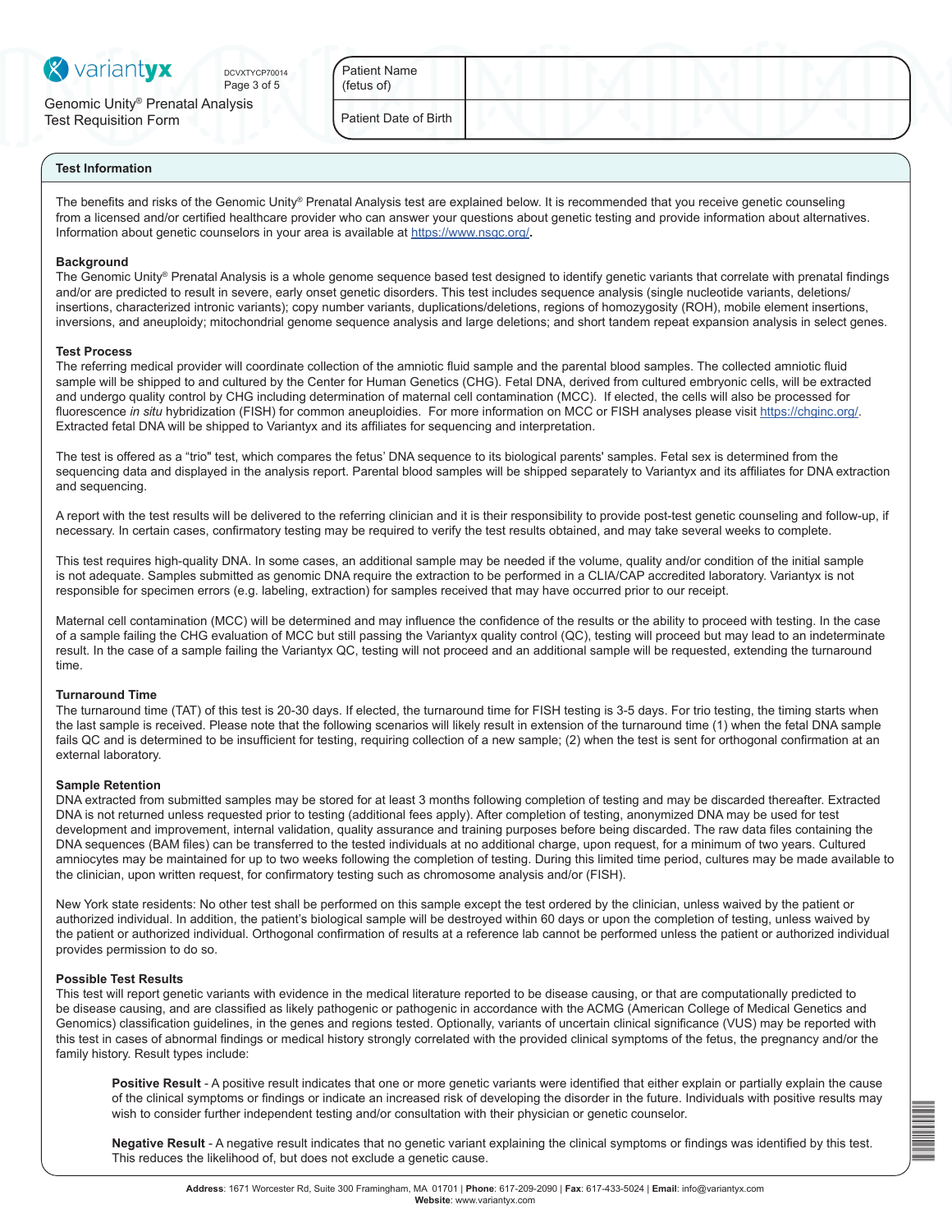| Patient Name (fetus of) | |
| --- | --- |
| Patient Date of Birth | |

## Test Information

The benefits and risks of the Genomic Unity® Prenatal Analysis test are explained below. It is recommended that you receive genetic counseling from a licensed and/or certified healthcare provider who can answer your questions about genetic testing and provide information about alternatives. Information about genetic counselors in your area is available at https://www.nsgc.org/.

### Background

The Genomic Unity® Prenatal Analysis is a whole genome sequence based test designed to identify genetic variants that correlate with prenatal findings and/or are predicted to result in severe, early onset genetic disorders. This test includes sequence analysis (single nucleotide variants, deletions/insertions, characterized intronic variants); copy number variants, duplications/deletions, regions of homozygosity (ROH), mobile element insertions, inversions, and aneuploidy; mitochondrial genome sequence analysis and large deletions; and short tandem repeat expansion analysis in select genes.

### Test Process

The referring medical provider will coordinate collection of the amniotic fluid sample and the parental blood samples. The collected amniotic fluid sample will be shipped to and cultured by the Center for Human Genetics (CHG). Fetal DNA, derived from cultured embryonic cells, will be extracted and undergo quality control by CHG including determination of maternal cell contamination (MCC). If elected, the cells will also be processed for fluorescence *in situ* hybridization (FISH) for common aneuploidies. For more information on MCC or FISH analyses please visit https://chginc.org/. Extracted fetal DNA will be shipped to Variantyx and its affiliates for sequencing and interpretation.

The test is offered as a "trio" test, which compares the fetus' DNA sequence to its biological parents' samples. Fetal sex is determined from the sequencing data and displayed in the analysis report. Parental blood samples will be shipped separately to Variantyx and its affiliates for DNA extraction and sequencing.

A report with the test results will be delivered to the referring clinician and it is their responsibility to provide post-test genetic counseling and follow-up, if necessary. In certain cases, confirmatory testing may be required to verify the test results obtained, and may take several weeks to complete.

This test requires high-quality DNA. In some cases, an additional sample may be needed if the volume, quality and/or condition of the initial sample is not adequate. Samples submitted as genomic DNA require the extraction to be performed in a CLIA/CAP accredited laboratory. Variantyx is not responsible for specimen errors (e.g. labeling, extraction) for samples received that may have occurred prior to our receipt.

Maternal cell contamination (MCC) will be determined and may influence the confidence of the results or the ability to proceed with testing. In the case of a sample failing the CHG evaluation of MCC but still passing the Variantyx quality control (QC), testing will proceed but may lead to an indeterminate result. In the case of a sample failing the Variantyx QC, testing will not proceed and an additional sample will be requested, extending the turnaround time.

### Turnaround Time

The turnaround time (TAT) of this test is 20-30 days. If elected, the turnaround time for FISH testing is 3-5 days. For trio testing, the timing starts when the last sample is received. Please note that the following scenarios will likely result in extension of the turnaround time (1) when the fetal DNA sample fails QC and is determined to be insufficient for testing, requiring collection of a new sample; (2) when the test is sent for orthogonal confirmation at an external laboratory.

### Sample Retention

DNA extracted from submitted samples may be stored for at least 3 months following completion of testing and may be discarded thereafter. Extracted DNA is not returned unless requested prior to testing (additional fees apply). After completion of testing, anonymized DNA may be used for test development and improvement, internal validation, quality assurance and training purposes before being discarded. The raw data files containing the DNA sequences (BAM files) can be transferred to the tested individuals at no additional charge, upon request, for a minimum of two years. Cultured amniocytes may be maintained for up to two weeks following the completion of testing. During this limited time period, cultures may be made available to the clinician, upon written request, for confirmatory testing such as chromosome analysis and/or (FISH).

New York state residents: No other test shall be performed on this sample except the test ordered by the clinician, unless waived by the patient or authorized individual. In addition, the patient's biological sample will be destroyed within 60 days or upon the completion of testing, unless waived by the patient or authorized individual. Orthogonal confirmation of results at a reference lab cannot be performed unless the patient or authorized individual provides permission to do so.

### Possible Test Results

This test will report genetic variants with evidence in the medical literature reported to be disease causing, or that are computationally predicted to be disease causing, and are classified as likely pathogenic or pathogenic in accordance with the ACMG (American College of Medical Genetics and Genomics) classification guidelines, in the genes and regions tested. Optionally, variants of uncertain clinical significance (VUS) may be reported with this test in cases of abnormal findings or medical history strongly correlated with the provided clinical symptoms of the fetus, the pregnancy and/or the family history. Result types include:

**Positive Result** - A positive result indicates that one or more genetic variants were identified that either explain or partially explain the cause of the clinical symptoms or findings or indicate an increased risk of developing the disorder in the future. Individuals with positive results may wish to consider further independent testing and/or consultation with their physician or genetic counselor.

**Negative Result** - A negative result indicates that no genetic variant explaining the clinical symptoms or findings was identified by this test. This reduces the likelihood of, but does not exclude a genetic cause.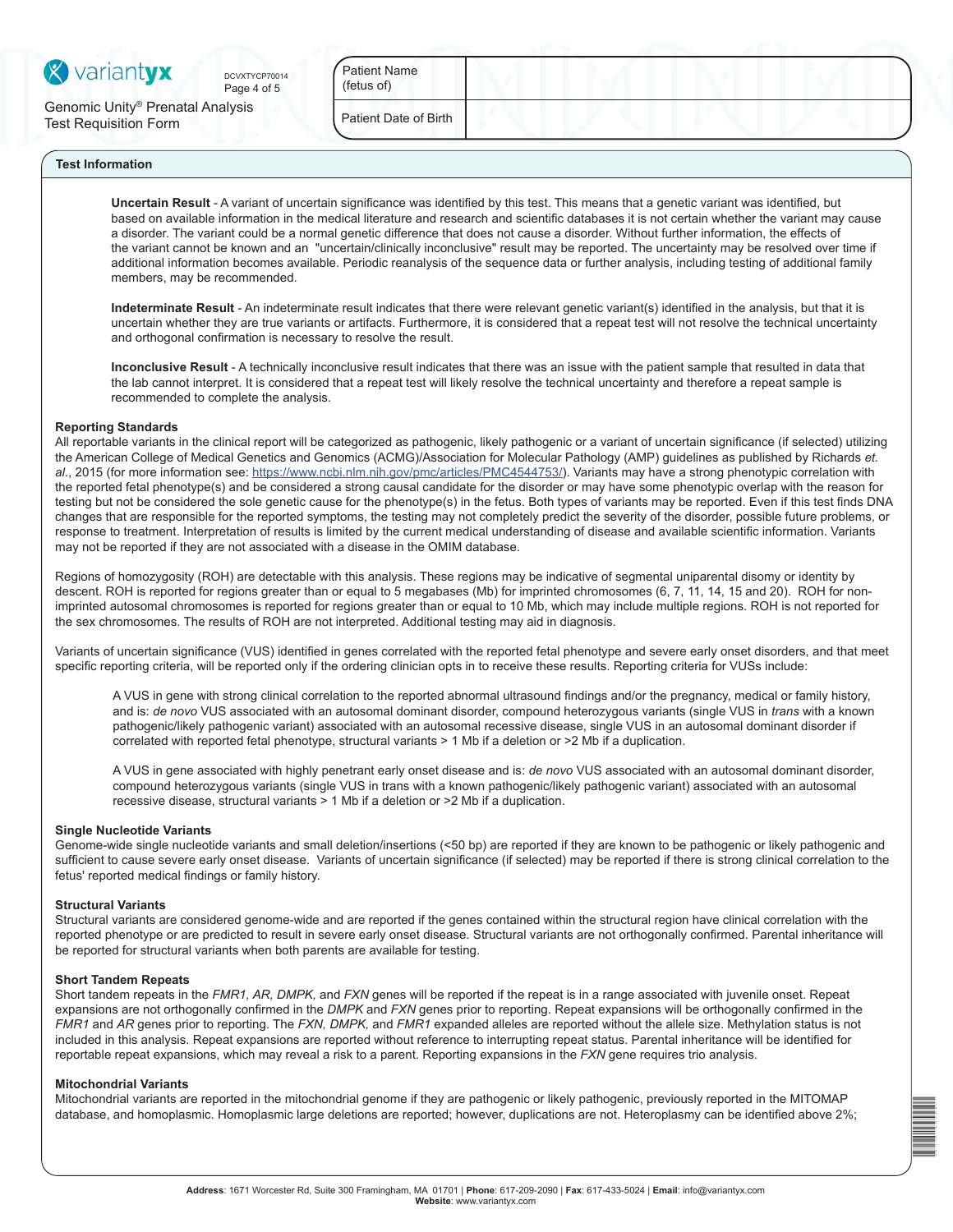## Test Information

**Uncertain Result** - A variant of uncertain significance was identified by this test. This means that a genetic variant was identified, but based on available information in the medical literature and research and scientific databases it is not certain whether the variant may cause a disorder. The variant could be a normal genetic difference that does not cause a disorder. Without further information, the effects of the variant cannot be known and an "uncertain/clinically inconclusive" result may be reported. The uncertainty may be resolved over time if additional information becomes available. Periodic reanalysis of the sequence data or further analysis, including testing of additional family members, may be recommended.

**Indeterminate Result** - An indeterminate result indicates that there were relevant genetic variant(s) identified in the analysis, but that it is uncertain whether they are true variants or artifacts. Furthermore, it is considered that a repeat test will not resolve the technical uncertainty and orthogonal confirmation is necessary to resolve the result.

**Inconclusive Result** - A technically inconclusive result indicates that there was an issue with the patient sample that resulted in data that the lab cannot interpret. It is considered that a repeat test will likely resolve the technical uncertainty and therefore a repeat sample is recommended to complete the analysis.

### Reporting Standards

All reportable variants in the clinical report will be categorized as pathogenic, likely pathogenic or a variant of uncertain significance (if selected) utilizing the American College of Medical Genetics and Genomics (ACMG)/Association for Molecular Pathology (AMP) guidelines as published by Richards *et. al.*, 2015 (for more information see: https://www.ncbi.nlm.nih.gov/pmc/articles/PMC4544753/). Variants may have a strong phenotypic correlation with the reported fetal phenotype(s) and be considered a strong causal candidate for the disorder or may have some phenotypic overlap with the reason for testing but not be considered the sole genetic cause for the phenotype(s) in the fetus. Both types of variants may be reported. Even if this test finds DNA changes that are responsible for the reported symptoms, the testing may not completely predict the severity of the disorder, possible future problems, or response to treatment. Interpretation of results is limited by the current medical understanding of disease and available scientific information. Variants may not be reported if they are not associated with a disease in the OMIM database.

Regions of homozygosity (ROH) are detectable with this analysis. These regions may be indicative of segmental uniparental disomy or identity by descent. ROH is reported for regions greater than or equal to 5 megabases (Mb) for imprinted chromosomes (6, 7, 11, 14, 15 and 20). ROH for non-imprinted autosomal chromosomes is reported for regions greater than or equal to 10 Mb, which may include multiple regions. ROH is not reported for the sex chromosomes. The results of ROH are not interpreted. Additional testing may aid in diagnosis.

Variants of uncertain significance (VUS) identified in genes correlated with the reported fetal phenotype and severe early onset disorders, and that meet specific reporting criteria, will be reported only if the ordering clinician opts in to receive these results. Reporting criteria for VUSs include:

A VUS in gene with strong clinical correlation to the reported abnormal ultrasound findings and/or the pregnancy, medical or family history, and is: *de novo* VUS associated with an autosomal dominant disorder, compound heterozygous variants (single VUS in *trans* with a known pathogenic/likely pathogenic variant) associated with an autosomal recessive disease, single VUS in an autosomal dominant disorder if correlated with reported fetal phenotype, structural variants > 1 Mb if a deletion or >2 Mb if a duplication.

A VUS in gene associated with highly penetrant early onset disease and is: *de novo* VUS associated with an autosomal dominant disorder, compound heterozygous variants (single VUS in trans with a known pathogenic/likely pathogenic variant) associated with an autosomal recessive disease, structural variants > 1 Mb if a deletion or >2 Mb if a duplication.

### Single Nucleotide Variants

Genome-wide single nucleotide variants and small deletion/insertions (<50 bp) are reported if they are known to be pathogenic or likely pathogenic and sufficient to cause severe early onset disease. Variants of uncertain significance (if selected) may be reported if there is strong clinical correlation to the fetus' reported medical findings or family history.

### Structural Variants

Structural variants are considered genome-wide and are reported if the genes contained within the structural region have clinical correlation with the reported phenotype or are predicted to result in severe early onset disease. Structural variants are not orthogonally confirmed. Parental inheritance will be reported for structural variants when both parents are available for testing.

### Short Tandem Repeats

Short tandem repeats in the *FMR1*, *AR*, *DMPK,* and *FXN* genes will be reported if the repeat is in a range associated with juvenile onset. Repeat expansions are not orthogonally confirmed in the *DMPK* and *FXN* genes prior to reporting. Repeat expansions will be orthogonally confirmed in the *FMR1* and *AR* genes prior to reporting. The *FXN, DMPK,* and *FMR1* expanded alleles are reported without the allele size. Methylation status is not included in this analysis. Repeat expansions are reported without reference to interrupting repeat status. Parental inheritance will be identified for reportable repeat expansions, which may reveal a risk to a parent. Reporting expansions in the *FXN* gene requires trio analysis.

### Mitochondrial Variants

Mitochondrial variants are reported in the mitochondrial genome if they are pathogenic or likely pathogenic, previously reported in the MITOMAP database, and homoplasmic. Homoplasmic large deletions are reported; however, duplications are not. Heteroplasmy can be identified above 2%;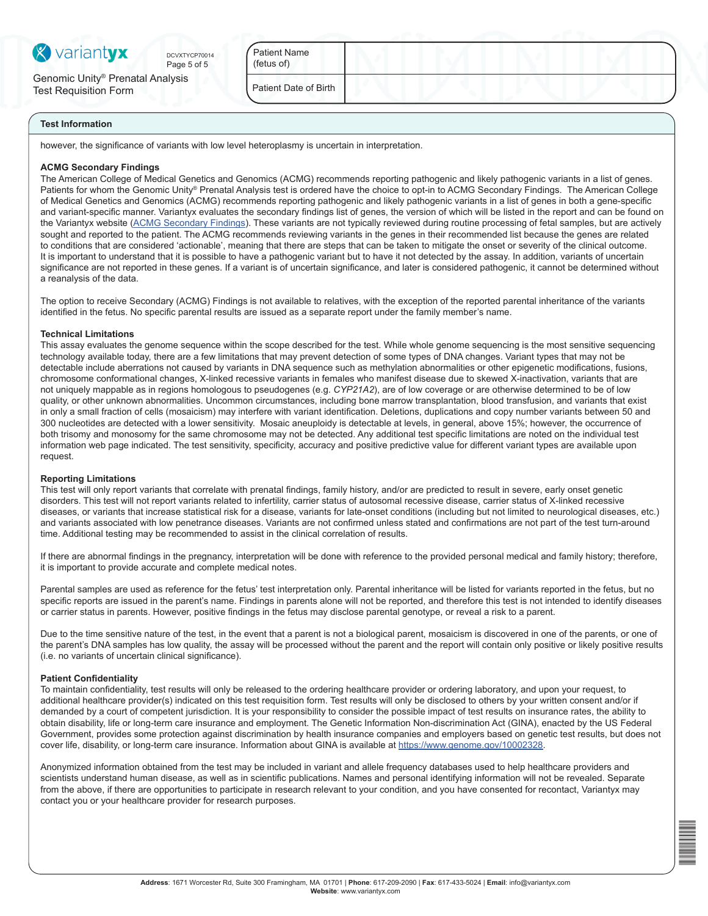| Patient Name (fetus of) | |
|---|---|
| Patient Date of Birth | |

## Test Information

however, the significance of variants with low level heteroplasmy is uncertain in interpretation.

### ACMG Secondary Findings

The American College of Medical Genetics and Genomics (ACMG) recommends reporting pathogenic and likely pathogenic variants in a list of genes. Patients for whom the Genomic Unity® Prenatal Analysis test is ordered have the choice to opt-in to ACMG Secondary Findings. The American College of Medical Genetics and Genomics (ACMG) recommends reporting pathogenic and likely pathogenic variants in a list of genes in both a gene-specific and variant-specific manner. Variantyx evaluates the secondary findings list of genes, the version of which will be listed in the report and can be found on the Variantyx website ([ACMG Secondary Findings](ACMG Secondary Findings)). These variants are not typically reviewed during routine processing of fetal samples, but are actively sought and reported to the patient. The ACMG recommends reviewing variants in the genes in their recommended list because the genes are related to conditions that are considered 'actionable', meaning that there are steps that can be taken to mitigate the onset or severity of the clinical outcome. It is important to understand that it is possible to have a pathogenic variant but to have it not detected by the assay. In addition, variants of uncertain significance are not reported in these genes. If a variant is of uncertain significance, and later is considered pathogenic, it cannot be determined without a reanalysis of the data.

The option to receive Secondary (ACMG) Findings is not available to relatives, with the exception of the reported parental inheritance of the variants identified in the fetus. No specific parental results are issued as a separate report under the family member's name.

### Technical Limitations

This assay evaluates the genome sequence within the scope described for the test. While whole genome sequencing is the most sensitive sequencing technology available today, there are a few limitations that may prevent detection of some types of DNA changes. Variant types that may not be detectable include aberrations not caused by variants in DNA sequence such as methylation abnormalities or other epigenetic modifications, fusions, chromosome conformational changes, X-linked recessive variants in females who manifest disease due to skewed X-inactivation, variants that are not uniquely mappable as in regions homologous to pseudogenes (e.g. *CYP21A2*), are of low coverage or are otherwise determined to be of low quality, or other unknown abnormalities. Uncommon circumstances, including bone marrow transplantation, blood transfusion, and variants that exist in only a small fraction of cells (mosaicism) may interfere with variant identification. Deletions, duplications and copy number variants between 50 and 300 nucleotides are detected with a lower sensitivity. Mosaic aneuploidy is detectable at levels, in general, above 15%; however, the occurrence of both trisomy and monosomy for the same chromosome may not be detected. Any additional test specific limitations are noted on the individual test information web page indicated. The test sensitivity, specificity, accuracy and positive predictive value for different variant types are available upon request.

### Reporting Limitations

This test will only report variants that correlate with prenatal findings, family history, and/or are predicted to result in severe, early onset genetic disorders. This test will not report variants related to infertility, carrier status of autosomal recessive disease, carrier status of X-linked recessive diseases, or variants that increase statistical risk for a disease, variants for late-onset conditions (including but not limited to neurological diseases, etc.) and variants associated with low penetrance diseases. Variants are not confirmed unless stated and confirmations are not part of the test turn-around time. Additional testing may be recommended to assist in the clinical correlation of results.

If there are abnormal findings in the pregnancy, interpretation will be done with reference to the provided personal medical and family history; therefore, it is important to provide accurate and complete medical notes.

Parental samples are used as reference for the fetus' test interpretation only. Parental inheritance will be listed for variants reported in the fetus, but no specific reports are issued in the parent's name. Findings in parents alone will not be reported, and therefore this test is not intended to identify diseases or carrier status in parents. However, positive findings in the fetus may disclose parental genotype, or reveal a risk to a parent.

Due to the time sensitive nature of the test, in the event that a parent is not a biological parent, mosaicism is discovered in one of the parents, or one of the parent's DNA samples has low quality, the assay will be processed without the parent and the report will contain only positive or likely positive results (i.e. no variants of uncertain clinical significance).

### Patient Confidentiality

To maintain confidentiality, test results will only be released to the ordering healthcare provider or ordering laboratory, and upon your request, to additional healthcare provider(s) indicated on this test requisition form. Test results will only be disclosed to others by your written consent and/or if demanded by a court of competent jurisdiction. It is your responsibility to consider the possible impact of test results on insurance rates, the ability to obtain disability, life or long-term care insurance and employment. The Genetic Information Non-discrimination Act (GINA), enacted by the US Federal Government, provides some protection against discrimination by health insurance companies and employers based on genetic test results, but does not cover life, disability, or long-term care insurance. Information about GINA is available at https://www.genome.gov/10002328.

Anonymized information obtained from the test may be included in variant and allele frequency databases used to help healthcare providers and scientists understand human disease, as well as in scientific publications. Names and personal identifying information will not be revealed. Separate from the above, if there are opportunities to participate in research relevant to your condition, and you have consented for recontact, Variantyx may contact you or your healthcare provider for research purposes.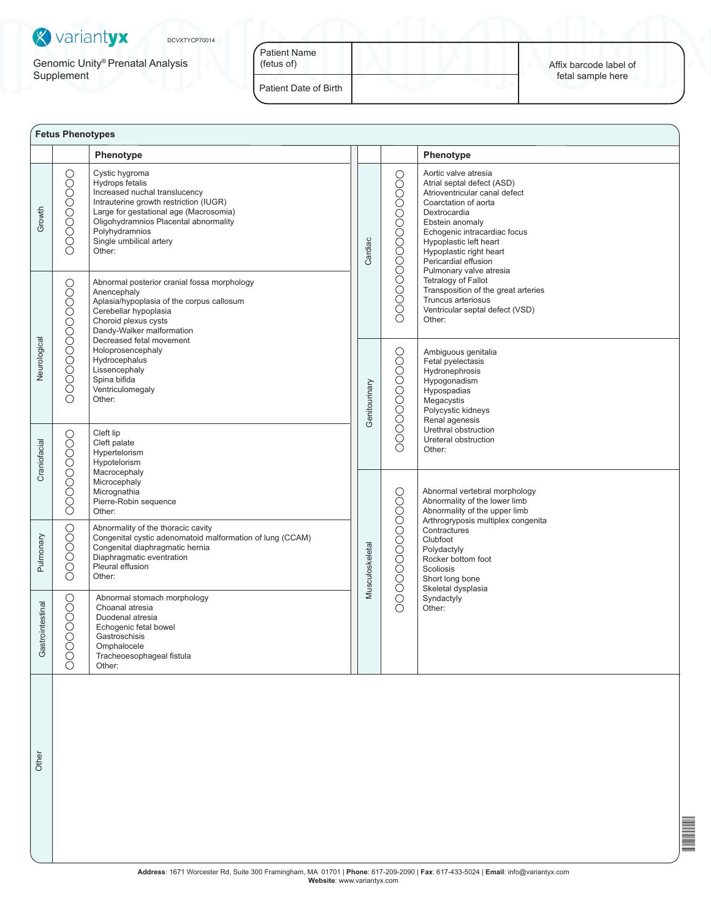variantyx

DCVXTYCP70014

Genomic Unity® Prenatal Analysis Supplement

| | | |
|---|---|---|
| Patient Name (fetus of) | | Affix barcode label of fetal sample here |
| Patient Date of Birth | | |

## Fetus Phenotypes

| | | Phenotype |
|---|---|---|
| Growth | ○ | Cystic hygroma |
| | ○ | Hydrops fetalis |
| | ○ | Increased nuchal translucency |
| | ○ | Intrauterine growth restriction (IUGR) |
| | ○ | Large for gestational age (Macrosomia) |
| | ○ | Oligohydramnios Placental abnormality |
| | ○ | Polyhydramnios |
| | ○ | Single umbilical artery |
| | ○ | Other: |
| Neurological | ○ | Abnormal posterior cranial fossa morphology |
| | ○ | Anencephaly |
| | ○ | Aplasia/hypoplasia of the corpus callosum |
| | ○ | Cerebellar hypoplasia |
| | ○ | Choroid plexus cysts |
| | ○ | Dandy-Walker malformation |
| | ○ | Decreased fetal movement |
| | ○ | Holoprosencephaly |
| | ○ | Hydrocephalus |
| | ○ | Lissencephaly |
| | ○ | Spina bifida |
| | ○ | Ventriculomegaly |
| | ○ | Other: |
| Craniofacial | ○ | Cleft lip |
| | ○ | Cleft palate |
| | ○ | Hypertelorism |
| | ○ | Hypotelorism |
| | ○ | Macrocephaly |
| | ○ | Microcephaly |
| | ○ | Micrognathia |
| | ○ | Pierre-Robin sequence |
| | ○ | Other: |
| Pulmonary | ○ | Abnormality of the thoracic cavity |
| | ○ | Congenital cystic adenomatoid malformation of lung (CCAM) |
| | ○ | Congenital diaphragmatic hernia |
| | ○ | Diaphragmatic eventration |
| | ○ | Pleural effusion |
| | ○ | Other: |
| Gastrointestinal | ○ | Abnormal stomach morphology |
| | ○ | Choanal atresia |
| | ○ | Duodenal atresia |
| | ○ | Echogenic fetal bowel |
| | ○ | Gastroschisis |
| | ○ | Omphalocele |
| | ○ | Tracheoesophageal fistula |
| | ○ | Other: |

| | | Phenotype |
|---|---|---|
| Cardiac | ○ | Aortic valve atresia |
| | ○ | Atrial septal defect (ASD) |
| | ○ | Atrioventricular canal defect |
| | ○ | Coarctation of aorta |
| | ○ | Dextrocardia |
| | ○ | Ebstein anomaly |
| | ○ | Echogenic intracardiac focus |
| | ○ | Hypoplastic left heart |
| | ○ | Hypoplastic right heart |
| | ○ | Pericardial effusion |
| | ○ | Pulmonary valve atresia |
| | ○ | Tetralogy of Fallot |
| | ○ | Transposition of the great arteries |
| | ○ | Truncus arteriosus |
| | ○ | Ventricular septal defect (VSD) |
| | ○ | Other: |
| Genitourinary | ○ | Ambiguous genitalia |
| | ○ | Fetal pyelectasis |
| | ○ | Hydronephrosis |
| | ○ | Hypogonadism |
| | ○ | Hypospadias |
| | ○ | Megacystis |
| | ○ | Polycystic kidneys |
| | ○ | Renal agenesis |
| | ○ | Urethral obstruction |
| | ○ | Ureteral obstruction |
| | ○ | Other: |
| Musculoskeletal | ○ | Abnormal vertebral morphology |
| | ○ | Abnormality of the lower limb |
| | ○ | Abnormality of the upper limb |
| | ○ | Arthrogryposis multiplex congenita |
| | ○ | Contractures |
| | ○ | Clubfoot |
| | ○ | Polydactyly |
| | ○ | Rocker bottom foot |
| | ○ | Scoliosis |
| | ○ | Short long bone |
| | ○ | Skeletal dysplasia |
| | ○ | Syndactyly |
| | ○ | Other: |

**Other**

**Address**: 1671 Worcester Rd, Suite 300 Framingham, MA 01701 | **Phone**: 617-209-2090 | **Fax**: 617-433-5024 | **Email**: info@variantyx.com
**Website**: www.variantyx.com